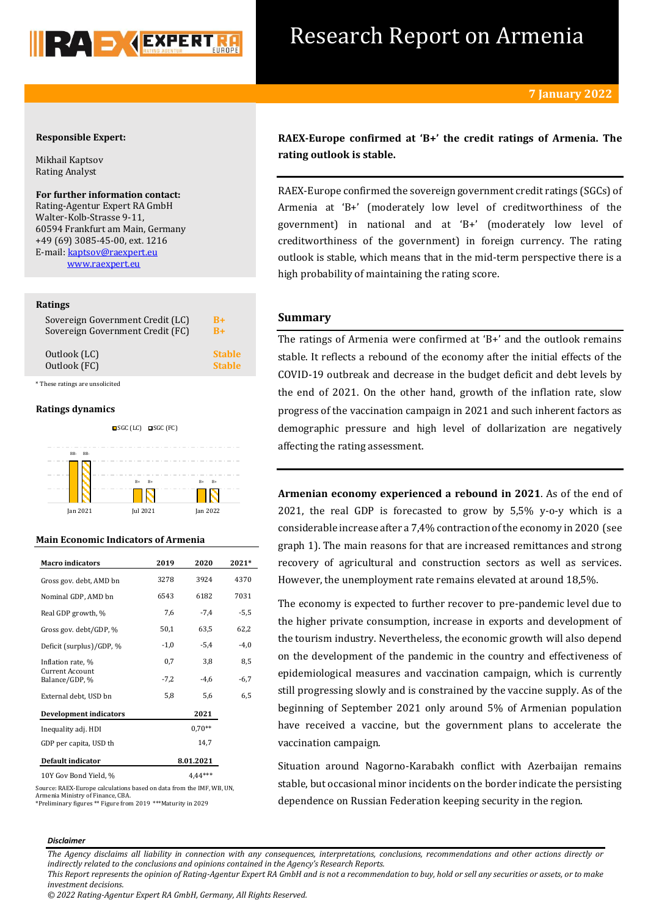# Research Report on Armenia

**7 January 2022**

**Responsible Expert:**

Mikhail Kaptsov
Rating Analyst

**For further information contact:**
Rating-Agentur Expert RA GmbH
Walter-Kolb-Strasse 9-11,
60594 Frankfurt am Main, Germany
+49 (69) 3085-45-00, ext. 1216
E-mail: kaptsov@raexpert.eu
www.raexpert.eu

**Ratings**

| | |
|---|---|
| Sovereign Government Credit (LC) | B+ |
| Sovereign Government Credit (FC) | B+ |
| Outlook (LC) | Stable |
| Outlook (FC) | Stable |

\* These ratings are unsolicited

**Ratings dynamics**

SGC (LC) SGC (FC)

BB- BB- B+ B+ B+ B+

Jan 2021 Jul 2021 Jan 2022

**Main Economic Indicators of Armenia**

| Macro indicators | 2019 | 2020 | 2021* |
|---|---|---|---|
| Gross gov. debt, AMD bn | 3278 | 3924 | 4370 |
| Nominal GDP, AMD bn | 6543 | 6182 | 7031 |
| Real GDP growth, % | 7,6 | -7,4 | -5,5 |
| Gross gov. debt/GDP, % | 50,1 | 63,5 | 62,2 |
| Deficit (surplus)/GDP, % | -1,0 | -5,4 | -4,0 |
| Inflation rate, % | 0,7 | 3,8 | 8,5 |
| Current Account Balance/GDP, % | -7,2 | -4,6 | -6,7 |
| External debt, USD bn | 5,8 | 5,6 | 6,5 |
| **Development indicators** | | **2021** | |
| Inequality adj. HDI | | 0,70** | |
| GDP per capita, USD th | | 14,7 | |
| **Default indicator** | | **8.01.2021** | |
| 10Y Gov Bond Yield, % | | 4,44*** | |

Source: RAEX-Europe calculations based on data from the IMF, WB, UN, Armenia Ministry of Finance, CBA.
*Preliminary figures ** Figure from 2019 ***Maturity in 2029

**RAEX-Europe confirmed at 'B+' the credit ratings of Armenia. The rating outlook is stable.**

RAEX-Europe confirmed the sovereign government credit ratings (SGCs) of Armenia at 'B+' (moderately low level of creditworthiness of the government) in national and at 'B+' (moderately low level of creditworthiness of the government) in foreign currency. The rating outlook is stable, which means that in the mid-term perspective there is a high probability of maintaining the rating score.

## Summary

The ratings of Armenia were confirmed at 'B+' and the outlook remains stable. It reflects a rebound of the economy after the initial effects of the COVID-19 outbreak and decrease in the budget deficit and debt levels by the end of 2021. On the other hand, growth of the inflation rate, slow progress of the vaccination campaign in 2021 and such inherent factors as demographic pressure and high level of dollarization are negatively affecting the rating assessment.

**Armenian economy experienced a rebound in 2021**. As of the end of 2021, the real GDP is forecasted to grow by 5,5% y-o-y which is a considerable increase after a 7,4% contraction of the economy in 2020 (see graph 1). The main reasons for that are increased remittances and strong recovery of agricultural and construction sectors as well as services. However, the unemployment rate remains elevated at around 18,5%.

The economy is expected to further recover to pre-pandemic level due to the higher private consumption, increase in exports and development of the tourism industry. Nevertheless, the economic growth will also depend on the development of the pandemic in the country and effectiveness of epidemiological measures and vaccination campaign, which is currently still progressing slowly and is constrained by the vaccine supply. As of the beginning of September 2021 only around 5% of Armenian population have received a vaccine, but the government plans to accelerate the vaccination campaign.

Situation around Nagorno-Karabakh conflict with Azerbaijan remains stable, but occasional minor incidents on the border indicate the persisting dependence on Russian Federation keeping security in the region.

***Disclaimer***

*The Agency disclaims all liability in connection with any consequences, interpretations, conclusions, recommendations and other actions directly or indirectly related to the conclusions and opinions contained in the Agency's Research Reports.*
*This Report represents the opinion of Rating-Agentur Expert RA GmbH and is not a recommendation to buy, hold or sell any securities or assets, or to make investment decisions.*
*© 2022 Rating-Agentur Expert RA GmbH, Germany, All Rights Reserved.*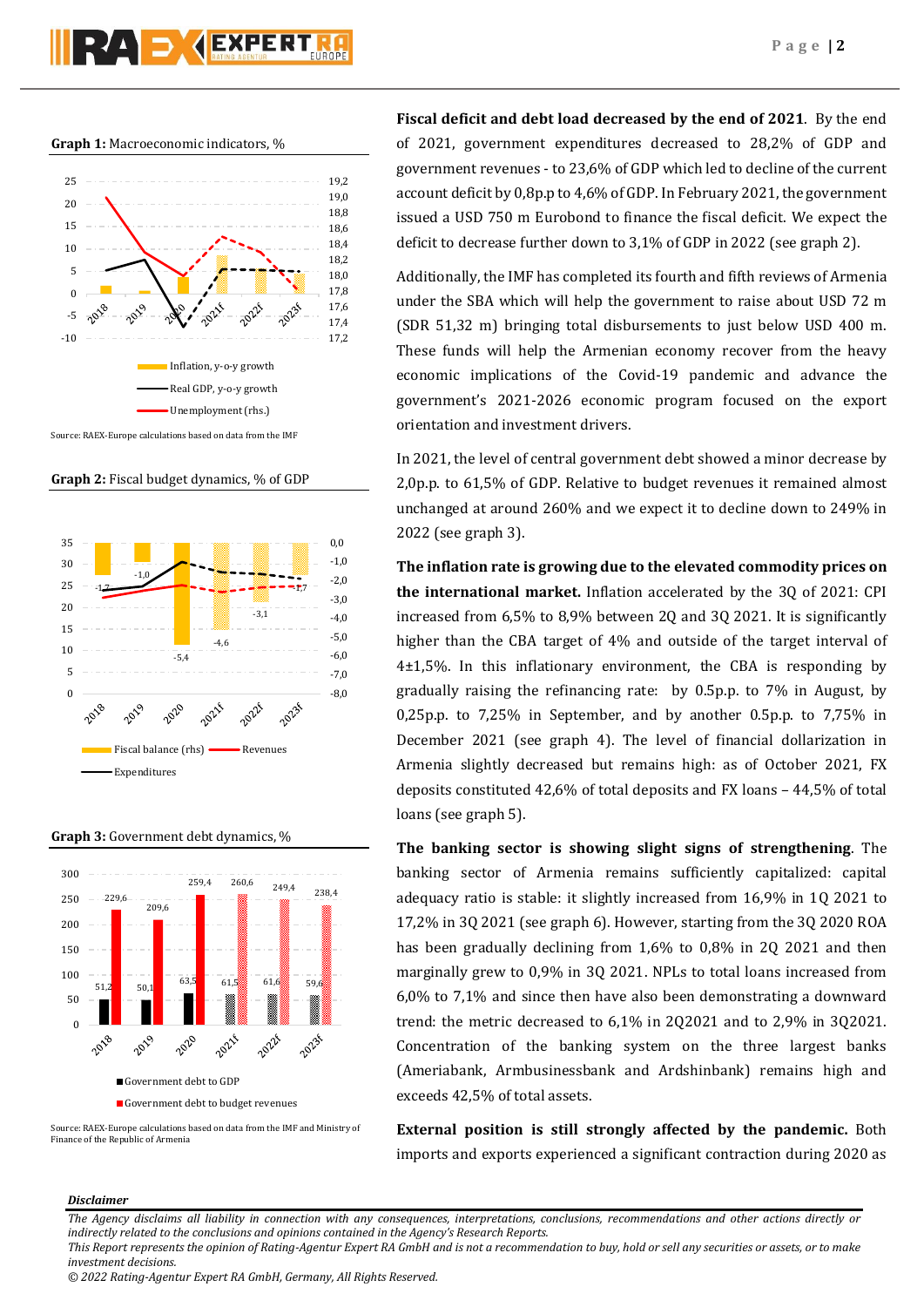**Graph 1:** Macroeconomic indicators, %

Source: RAEX-Europe calculations based on data from the IMF

**Graph 2:** Fiscal budget dynamics, % of GDP

**Graph 3:** Government debt dynamics, %

Source: RAEX-Europe calculations based on data from the IMF and Ministry of Finance of the Republic of Armenia

**Fiscal deficit and debt load decreased by the end of 2021**. By the end of 2021, government expenditures decreased to 28,2% of GDP and government revenues - to 23,6% of GDP which led to decline of the current account deficit by 0,8p.p to 4,6% of GDP. In February 2021, the government issued a USD 750 m Eurobond to finance the fiscal deficit. We expect the deficit to decrease further down to 3,1% of GDP in 2022 (see graph 2).

Additionally, the IMF has completed its fourth and fifth reviews of Armenia under the SBA which will help the government to raise about USD 72 m (SDR 51,32 m) bringing total disbursements to just below USD 400 m. These funds will help the Armenian economy recover from the heavy economic implications of the Covid-19 pandemic and advance the government's 2021-2026 economic program focused on the export orientation and investment drivers.

In 2021, the level of central government debt showed a minor decrease by 2,0p.p. to 61,5% of GDP. Relative to budget revenues it remained almost unchanged at around 260% and we expect it to decline down to 249% in 2022 (see graph 3).

**The inflation rate is growing due to the elevated commodity prices on the international market.** Inflation accelerated by the 3Q of 2021: CPI increased from 6,5% to 8,9% between 2Q and 3Q 2021. It is significantly higher than the CBA target of 4% and outside of the target interval of 4±1,5%. In this inflationary environment, the CBA is responding by gradually raising the refinancing rate: by 0.5p.p. to 7% in August, by 0,25p.p. to 7,25% in September, and by another 0.5p.p. to 7,75% in December 2021 (see graph 4). The level of financial dollarization in Armenia slightly decreased but remains high: as of October 2021, FX deposits constituted 42,6% of total deposits and FX loans – 44,5% of total loans (see graph 5).

**The banking sector is showing slight signs of strengthening**. The banking sector of Armenia remains sufficiently capitalized: capital adequacy ratio is stable: it slightly increased from 16,9% in 1Q 2021 to 17,2% in 3Q 2021 (see graph 6). However, starting from the 3Q 2020 ROA has been gradually declining from 1,6% to 0,8% in 2Q 2021 and then marginally grew to 0,9% in 3Q 2021. NPLs to total loans increased from 6,0% to 7,1% and since then have also been demonstrating a downward trend: the metric decreased to 6,1% in 2Q2021 and to 2,9% in 3Q2021. Concentration of the banking system on the three largest banks (Ameriabank, Armbusinessbank and Ardshinbank) remains high and exceeds 42,5% of total assets.

**External position is still strongly affected by the pandemic.** Both imports and exports experienced a significant contraction during 2020 as

***Disclaimer***

*The Agency disclaims all liability in connection with any consequences, interpretations, conclusions, recommendations and other actions directly or indirectly related to the conclusions and opinions contained in the Agency's Research Reports.*
*This Report represents the opinion of Rating-Agentur Expert RA GmbH and is not a recommendation to buy, hold or sell any securities or assets, or to make investment decisions.*
*© 2022 Rating-Agentur Expert RA GmbH, Germany, All Rights Reserved.*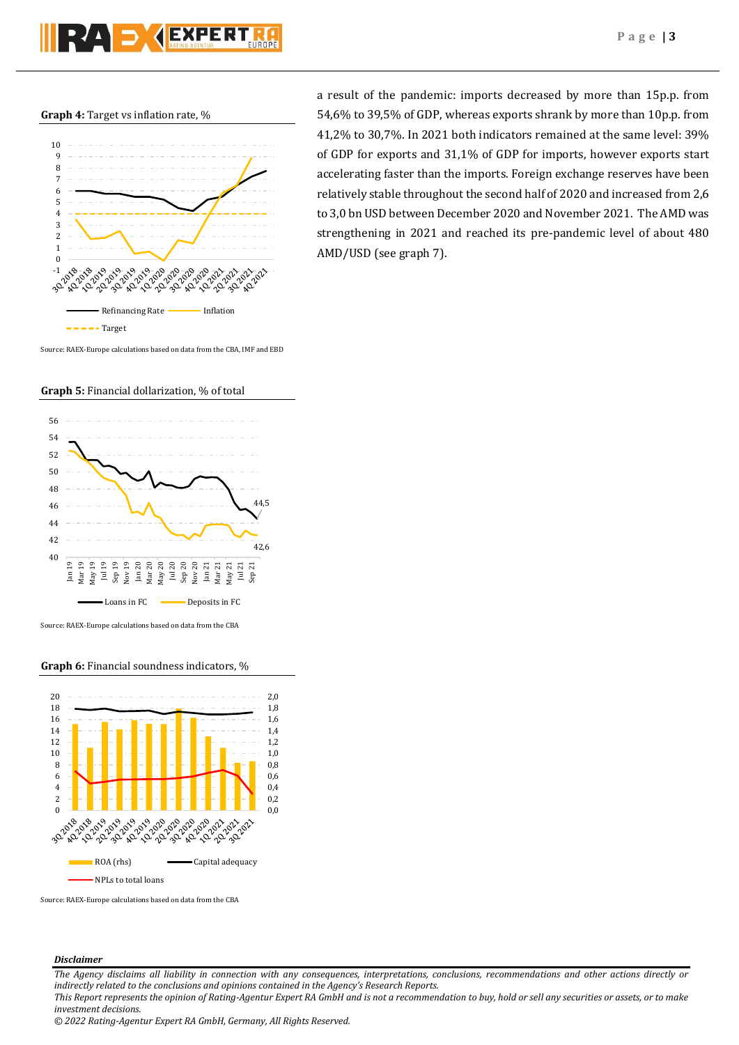**Graph 4:** Target vs inflation rate, %

Source: RAEX-Europe calculations based on data from the CBA, IMF and EBD

**Graph 5:** Financial dollarization, % of total

Source: RAEX-Europe calculations based on data from the CBA

**Graph 6:** Financial soundness indicators, %

Source: RAEX-Europe calculations based on data from the CBA

a result of the pandemic: imports decreased by more than 15p.p. from 54,6% to 39,5% of GDP, whereas exports shrank by more than 10p.p. from 41,2% to 30,7%. In 2021 both indicators remained at the same level: 39% of GDP for exports and 31,1% of GDP for imports, however exports start accelerating faster than the imports. Foreign exchange reserves have been relatively stable throughout the second half of 2020 and increased from 2,6 to 3,0 bn USD between December 2020 and November 2021. The AMD was strengthening in 2021 and reached its pre-pandemic level of about 480 AMD/USD (see graph 7).

***Disclaimer***

*The Agency disclaims all liability in connection with any consequences, interpretations, conclusions, recommendations and other actions directly or indirectly related to the conclusions and opinions contained in the Agency's Research Reports.*

*This Report represents the opinion of Rating-Agentur Expert RA GmbH and is not a recommendation to buy, hold or sell any securities or assets, or to make investment decisions.*

*© 2022 Rating-Agentur Expert RA GmbH, Germany, All Rights Reserved.*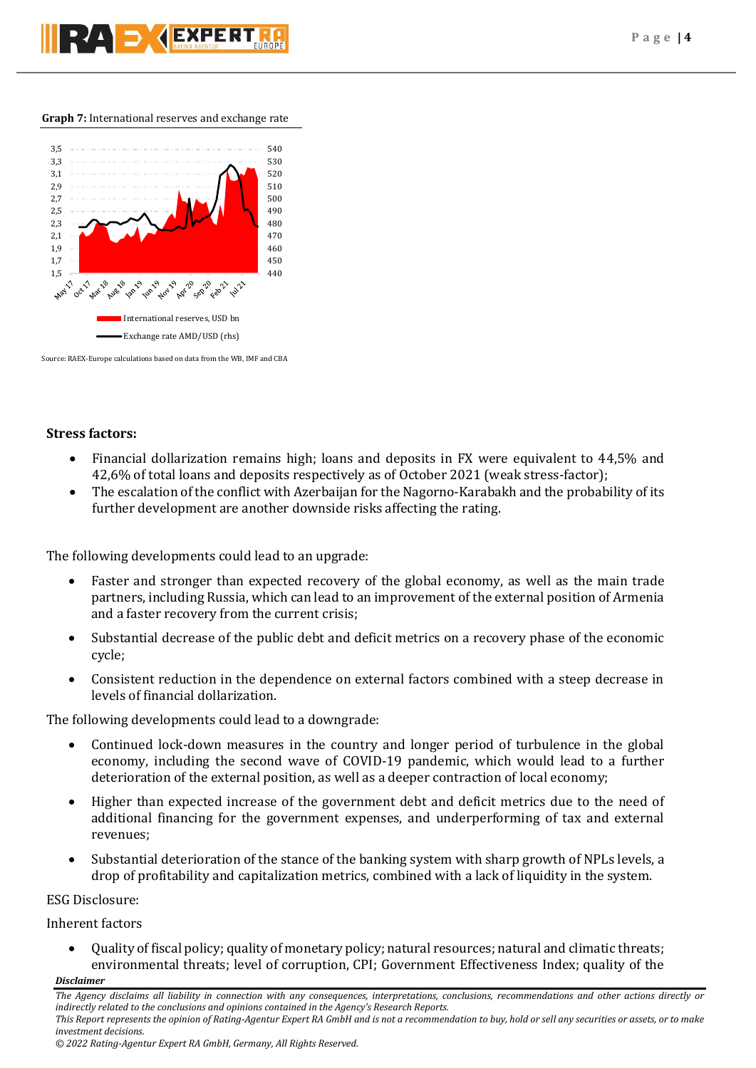**Graph 7:** International reserves and exchange rate

Source: RAEX-Europe calculations based on data from the WB, IMF and CBA

**Stress factors:**

- Financial dollarization remains high; loans and deposits in FX were equivalent to 44,5% and 42,6% of total loans and deposits respectively as of October 2021 (weak stress-factor);
- The escalation of the conflict with Azerbaijan for the Nagorno-Karabakh and the probability of its further development are another downside risks affecting the rating.

The following developments could lead to an upgrade:

- Faster and stronger than expected recovery of the global economy, as well as the main trade partners, including Russia, which can lead to an improvement of the external position of Armenia and a faster recovery from the current crisis;
- Substantial decrease of the public debt and deficit metrics on a recovery phase of the economic cycle;
- Consistent reduction in the dependence on external factors combined with a steep decrease in levels of financial dollarization.

The following developments could lead to a downgrade:

- Continued lock-down measures in the country and longer period of turbulence in the global economy, including the second wave of COVID-19 pandemic, which would lead to a further deterioration of the external position, as well as a deeper contraction of local economy;
- Higher than expected increase of the government debt and deficit metrics due to the need of additional financing for the government expenses, and underperforming of tax and external revenues;
- Substantial deterioration of the stance of the banking system with sharp growth of NPLs levels, a drop of profitability and capitalization metrics, combined with a lack of liquidity in the system.

ESG Disclosure:

Inherent factors

- Quality of fiscal policy; quality of monetary policy; natural resources; natural and climatic threats; environmental threats; level of corruption, CPI; Government Effectiveness Index; quality of the

***Disclaimer***

*The Agency disclaims all liability in connection with any consequences, interpretations, conclusions, recommendations and other actions directly or indirectly related to the conclusions and opinions contained in the Agency's Research Reports.*

*This Report represents the opinion of Rating-Agentur Expert RA GmbH and is not a recommendation to buy, hold or sell any securities or assets, or to make investment decisions.*

*© 2022 Rating-Agentur Expert RA GmbH, Germany, All Rights Reserved.*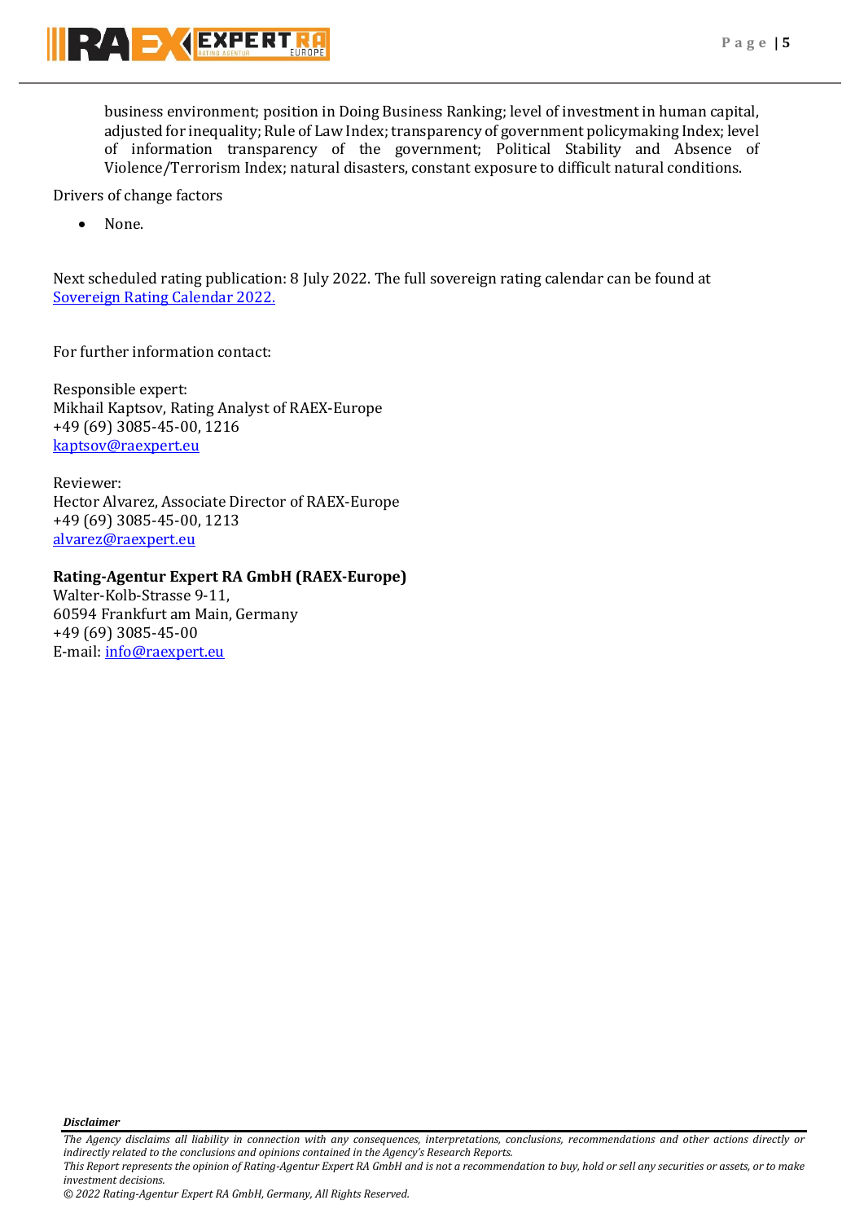business environment; position in Doing Business Ranking; level of investment in human capital, adjusted for inequality; Rule of Law Index; transparency of government policymaking Index; level of information transparency of the government; Political Stability and Absence of Violence/Terrorism Index; natural disasters, constant exposure to difficult natural conditions.

Drivers of change factors

- None.

Next scheduled rating publication: 8 July 2022. The full sovereign rating calendar can be found at [Sovereign Rating Calendar 2022.](Sovereign Rating Calendar 2022.)

For further information contact:

Responsible expert:
Mikhail Kaptsov, Rating Analyst of RAEX-Europe
+49 (69) 3085-45-00, 1216
[kaptsov@raexpert.eu](mailto:kaptsov@raexpert.eu)

Reviewer:
Hector Alvarez, Associate Director of RAEX-Europe
+49 (69) 3085-45-00, 1213
[alvarez@raexpert.eu](mailto:alvarez@raexpert.eu)

**Rating-Agentur Expert RA GmbH (RAEX-Europe)**
Walter-Kolb-Strasse 9-11,
60594 Frankfurt am Main, Germany
+49 (69) 3085-45-00
E-mail: [info@raexpert.eu](mailto:info@raexpert.eu)

***Disclaimer***

*The Agency disclaims all liability in connection with any consequences, interpretations, conclusions, recommendations and other actions directly or indirectly related to the conclusions and opinions contained in the Agency's Research Reports.*
*This Report represents the opinion of Rating-Agentur Expert RA GmbH and is not a recommendation to buy, hold or sell any securities or assets, or to make investment decisions.*
*© 2022 Rating-Agentur Expert RA GmbH, Germany, All Rights Reserved.*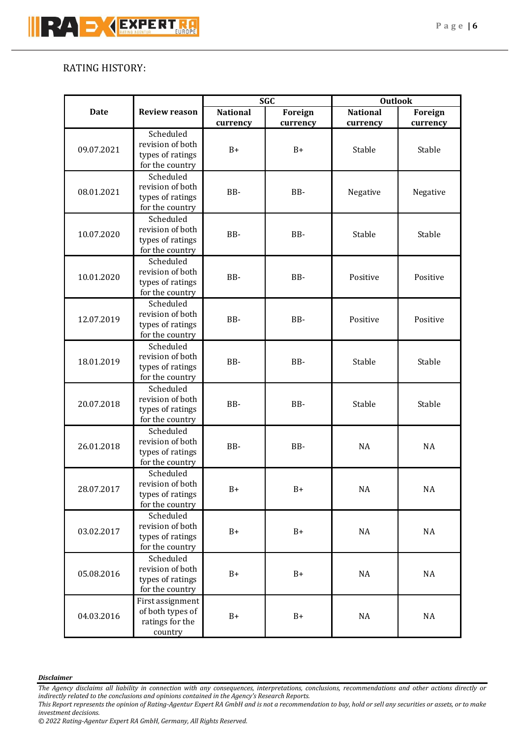RATING HISTORY:

| Date | Review reason | SGC | | Outlook | |
|---|---|---|---|---|---|
| | | National currency | Foreign currency | National currency | Foreign currency |
| 09.07.2021 | Scheduled revision of both types of ratings for the country | B+ | B+ | Stable | Stable |
| 08.01.2021 | Scheduled revision of both types of ratings for the country | BB- | BB- | Negative | Negative |
| 10.07.2020 | Scheduled revision of both types of ratings for the country | BB- | BB- | Stable | Stable |
| 10.01.2020 | Scheduled revision of both types of ratings for the country | BB- | BB- | Positive | Positive |
| 12.07.2019 | Scheduled revision of both types of ratings for the country | BB- | BB- | Positive | Positive |
| 18.01.2019 | Scheduled revision of both types of ratings for the country | BB- | BB- | Stable | Stable |
| 20.07.2018 | Scheduled revision of both types of ratings for the country | BB- | BB- | Stable | Stable |
| 26.01.2018 | Scheduled revision of both types of ratings for the country | BB- | BB- | NA | NA |
| 28.07.2017 | Scheduled revision of both types of ratings for the country | B+ | B+ | NA | NA |
| 03.02.2017 | Scheduled revision of both types of ratings for the country | B+ | B+ | NA | NA |
| 05.08.2016 | Scheduled revision of both types of ratings for the country | B+ | B+ | NA | NA |
| 04.03.2016 | First assignment of both types of ratings for the country | B+ | B+ | NA | NA |

***Disclaimer***

*The Agency disclaims all liability in connection with any consequences, interpretations, conclusions, recommendations and other actions directly or indirectly related to the conclusions and opinions contained in the Agency's Research Reports.*

*This Report represents the opinion of Rating-Agentur Expert RA GmbH and is not a recommendation to buy, hold or sell any securities or assets, or to make investment decisions.*

*© 2022 Rating-Agentur Expert RA GmbH, Germany, All Rights Reserved.*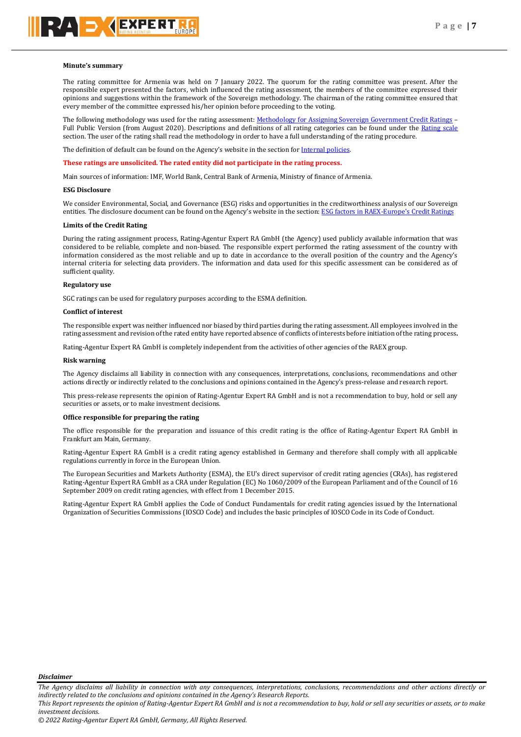**Minute's summary**

The rating committee for Armenia was held on 7 January 2022. The quorum for the rating committee was present. After the responsible expert presented the factors, which influenced the rating assessment, the members of the committee expressed their opinions and suggestions within the framework of the Sovereign methodology. The chairman of the rating committee ensured that every member of the committee expressed his/her opinion before proceeding to the voting.

The following methodology was used for the rating assessment: Methodology for Assigning Sovereign Government Credit Ratings – Full Public Version (from August 2020). Descriptions and definitions of all rating categories can be found under the Rating scale section. The user of the rating shall read the methodology in order to have a full understanding of the rating procedure.

The definition of default can be found on the Agency's website in the section for Internal policies.

**These ratings are unsolicited. The rated entity did not participate in the rating process.**

Main sources of information: IMF, World Bank, Central Bank of Armenia, Ministry of finance of Armenia.

**ESG Disclosure**

We consider Environmental, Social, and Governance (ESG) risks and opportunities in the creditworthiness analysis of our Sovereign entities. The disclosure document can be found on the Agency's website in the section: ESG factors in RAEX-Europe's Credit Ratings

**Limits of the Credit Rating**

During the rating assignment process, Rating-Agentur Expert RA GmbH (the Agency) used publicly available information that was considered to be reliable, complete and non-biased. The responsible expert performed the rating assessment of the country with information considered as the most reliable and up to date in accordance to the overall position of the country and the Agency's internal criteria for selecting data providers. The information and data used for this specific assessment can be considered as of sufficient quality.

**Regulatory use**

SGC ratings can be used for regulatory purposes according to the ESMA definition.

**Conflict of interest**

The responsible expert was neither influenced nor biased by third parties during the rating assessment. All employees involved in the rating assessment and revision of the rated entity have reported absence of conflicts of interests before initiation of the rating process**.**

Rating-Agentur Expert RA GmbH is completely independent from the activities of other agencies of the RAEX group.

**Risk warning**

The Agency disclaims all liability in connection with any consequences, interpretations, conclusions, recommendations and other actions directly or indirectly related to the conclusions and opinions contained in the Agency's press-release and research report.

This press-release represents the opinion of Rating-Agentur Expert RA GmbH and is not a recommendation to buy, hold or sell any securities or assets, or to make investment decisions.

**Office responsible for preparing the rating**

The office responsible for the preparation and issuance of this credit rating is the office of Rating-Agentur Expert RA GmbH in Frankfurt am Main, Germany.

Rating-Agentur Expert RA GmbH is a credit rating agency established in Germany and therefore shall comply with all applicable regulations currently in force in the European Union.

The European Securities and Markets Authority (ESMA), the EU's direct supervisor of credit rating agencies (CRAs), has registered Rating-Agentur Expert RA GmbH as a CRA under Regulation (EC) No 1060/2009 of the European Parliament and of the Council of 16 September 2009 on credit rating agencies, with effect from 1 December 2015.

Rating-Agentur Expert RA GmbH applies the Code of Conduct Fundamentals for credit rating agencies issued by the International Organization of Securities Commissions (IOSCO Code) and includes the basic principles of IOSCO Code in its Code of Conduct.

***Disclaimer***

*The Agency disclaims all liability in connection with any consequences, interpretations, conclusions, recommendations and other actions directly or indirectly related to the conclusions and opinions contained in the Agency's Research Reports.*

*This Report represents the opinion of Rating-Agentur Expert RA GmbH and is not a recommendation to buy, hold or sell any securities or assets, or to make investment decisions.*

*© 2022 Rating-Agentur Expert RA GmbH, Germany, All Rights Reserved.*